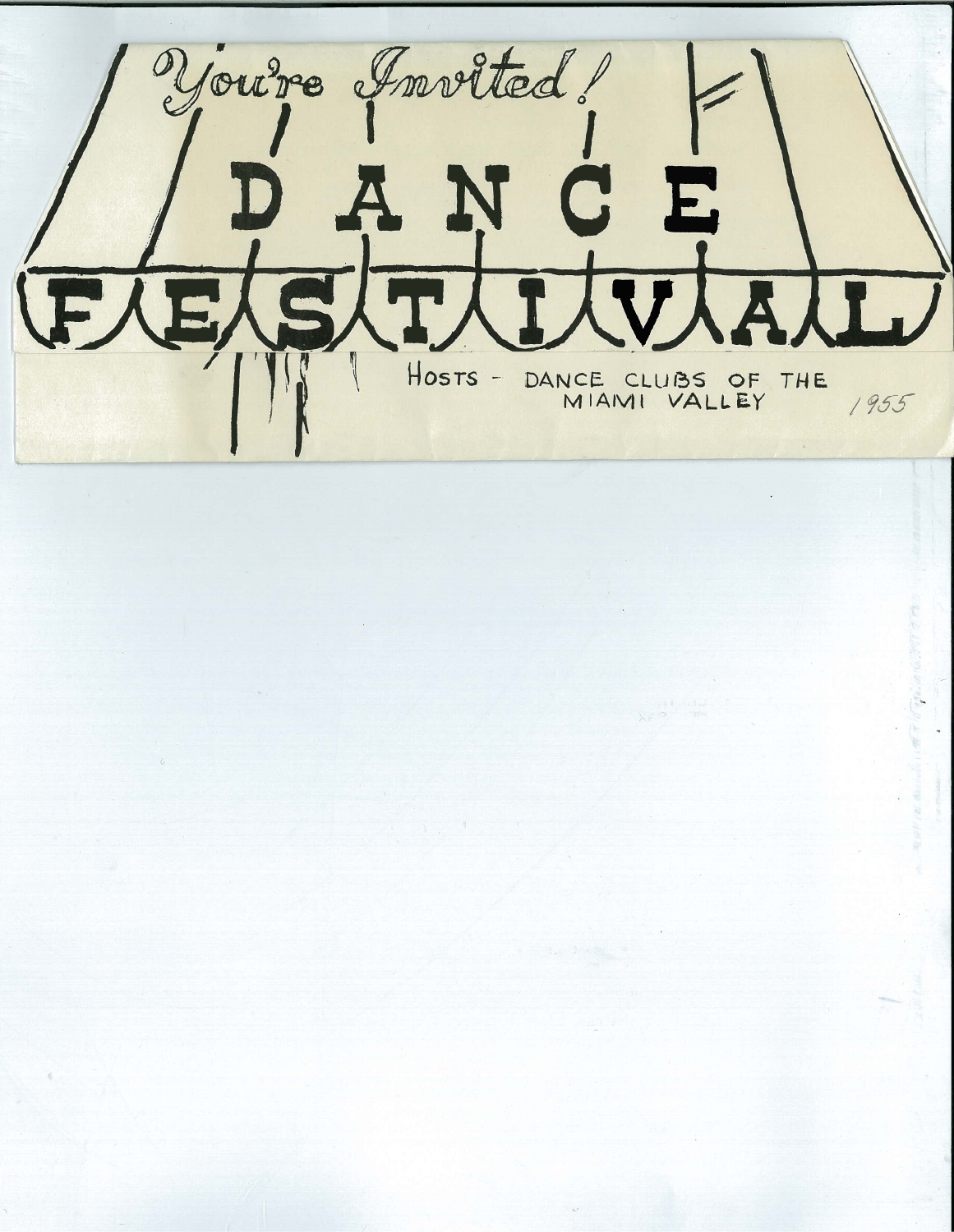*You're Invited!*

# DANCE FESTIVAL

HOSTS - DANCE CLUBS OF THE MIAMI VALLEY

1955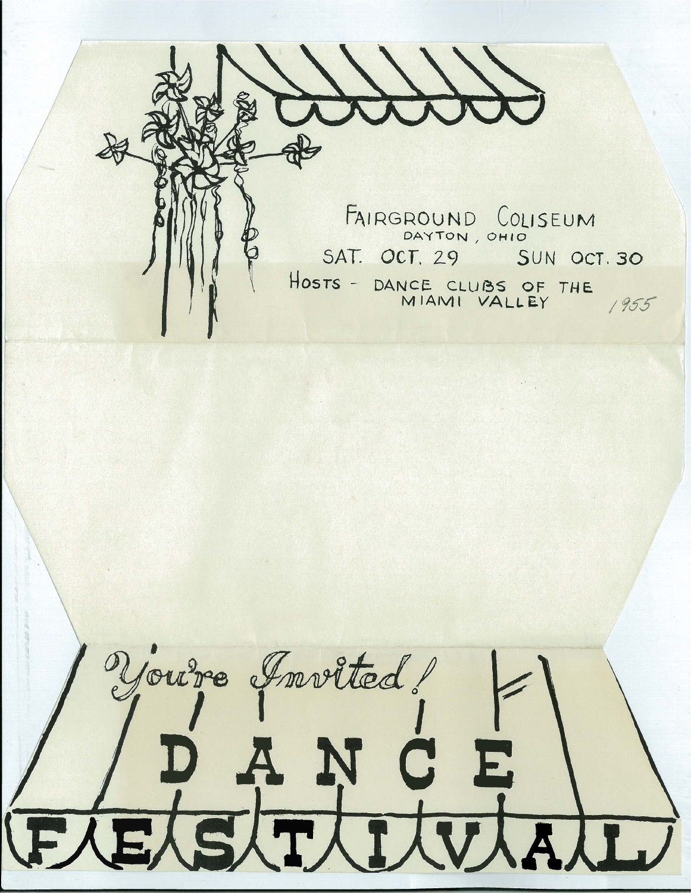FAIRGROUND COLISEUM
DAYTON, OHIO

SAT. OCT. 29 SUN OCT. 30

HOSTS - DANCE CLUBS OF THE MIAMI VALLEY

1955

*You're Invited!*

# DANCE FESTIVAL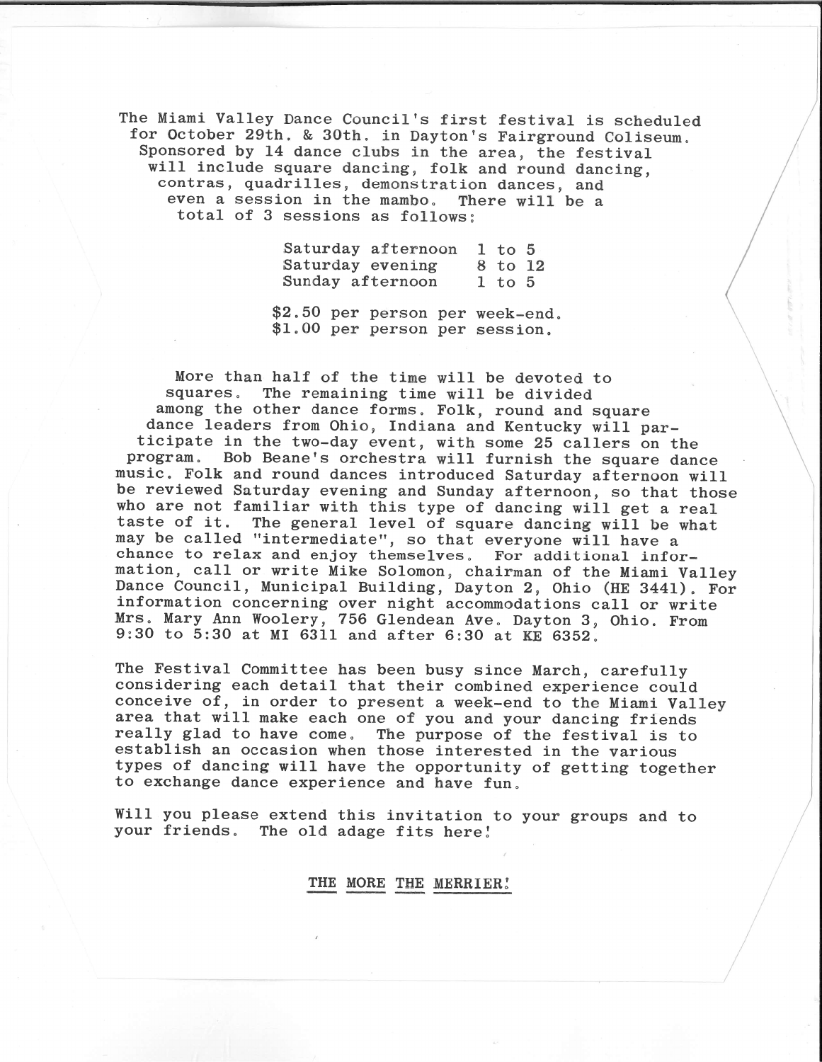The Miami Valley Dance Council's first festival is scheduled for October 29th. & 30th. in Dayton's Fairground Coliseum. Sponsored by 14 dance clubs in the area, the festival will include square dancing, folk and round dancing, contras, quadrilles, demonstration dances, and even a session in the mambo. There will be a total of 3 sessions as follows:

| | |
|---|---|
| Saturday afternoon | 1 to 5 |
| Saturday evening | 8 to 12 |
| Sunday afternoon | 1 to 5 |

$2.50 per person per week-end.
$1.00 per person per session.

More than half of the time will be devoted to squares. The remaining time will be divided among the other dance forms. Folk, round and square dance leaders from Ohio, Indiana and Kentucky will participate in the two-day event, with some 25 callers on the program. Bob Beane's orchestra will furnish the square dance music. Folk and round dances introduced Saturday afternoon will be reviewed Saturday evening and Sunday afternoon, so that those who are not familiar with this type of dancing will get a real taste of it. The general level of square dancing will be what may be called "intermediate", so that everyone will have a chance to relax and enjoy themselves. For additional information, call or write Mike Solomon, chairman of the Miami Valley Dance Council, Municipal Building, Dayton 2, Ohio (HE 3441). For information concerning over night accommodations call or write Mrs. Mary Ann Woolery, 756 Glendean Ave. Dayton 3, Ohio. From 9:30 to 5:30 at MI 6311 and after 6:30 at KE 6352.

The Festival Committee has been busy since March, carefully considering each detail that their combined experience could conceive of, in order to present a week-end to the Miami Valley area that will make each one of you and your dancing friends really glad to have come. The purpose of the festival is to establish an occasion when those interested in the various types of dancing will have the opportunity of getting together to exchange dance experience and have fun.

Will you please extend this invitation to your groups and to your friends. The old adage fits here!

<u>THE MORE THE MERRIER!</u>